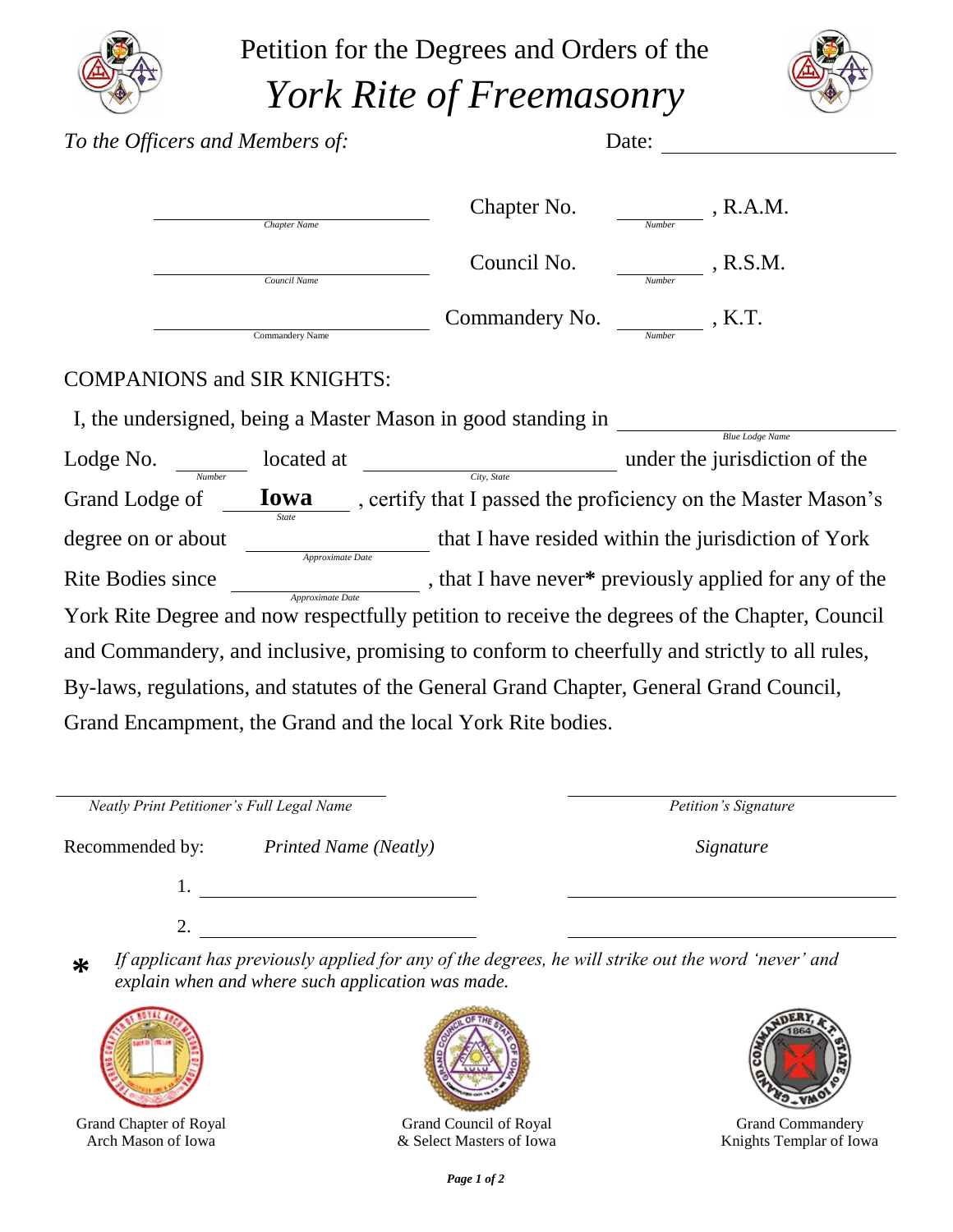# Petition for the Degrees and Orders of the *York Rite of Freemasonry*

*To the Officers and Members of:* Date: ____________________

____________________ Chapter No. ________, R.A.M.
*Chapter Name* *Number*

____________________ Council No. ________, R.S.M.
*Council Name* *Number*

____________________ Commandery No. ________, K.T.
*Commandery Name* *Number*

COMPANIONS and SIR KNIGHTS:

I, the undersigned, being a Master Mason in good standing in ____________________ (*Blue Lodge Name*) Lodge No. ________ (*Number*) located at ____________________ (*City, State*) under the jurisdiction of the Grand Lodge of **Iowa** (*State*), certify that I passed the proficiency on the Master Mason's degree on or about ____________________ (*Approximate Date*) that I have resided within the jurisdiction of York Rite Bodies since ____________________ (*Approximate Date*), that I have never**\*** previously applied for any of the York Rite Degree and now respectfully petition to receive the degrees of the Chapter, Council and Commandery, and inclusive, promising to conform to cheerfully and strictly to all rules, By-laws, regulations, and statutes of the General Grand Chapter, General Grand Council, Grand Encampment, the Grand and the local York Rite bodies.

____________________ ____________________
*Neatly Print Petitioner's Full Legal Name* *Petition's Signature*

| Recommended by: | *Printed Name (Neatly)* | *Signature* |
|---|---|---|
| 1. | ____________________ | ____________________ |
| 2. | ____________________ | ____________________ |

**\*** *If applicant has previously applied for any of the degrees, he will strike out the word 'never' and explain when and where such application was made.*

Grand Chapter of Royal Arch Mason of Iowa

Grand Council of Royal & Select Masters of Iowa

Grand Commandery Knights Templar of Iowa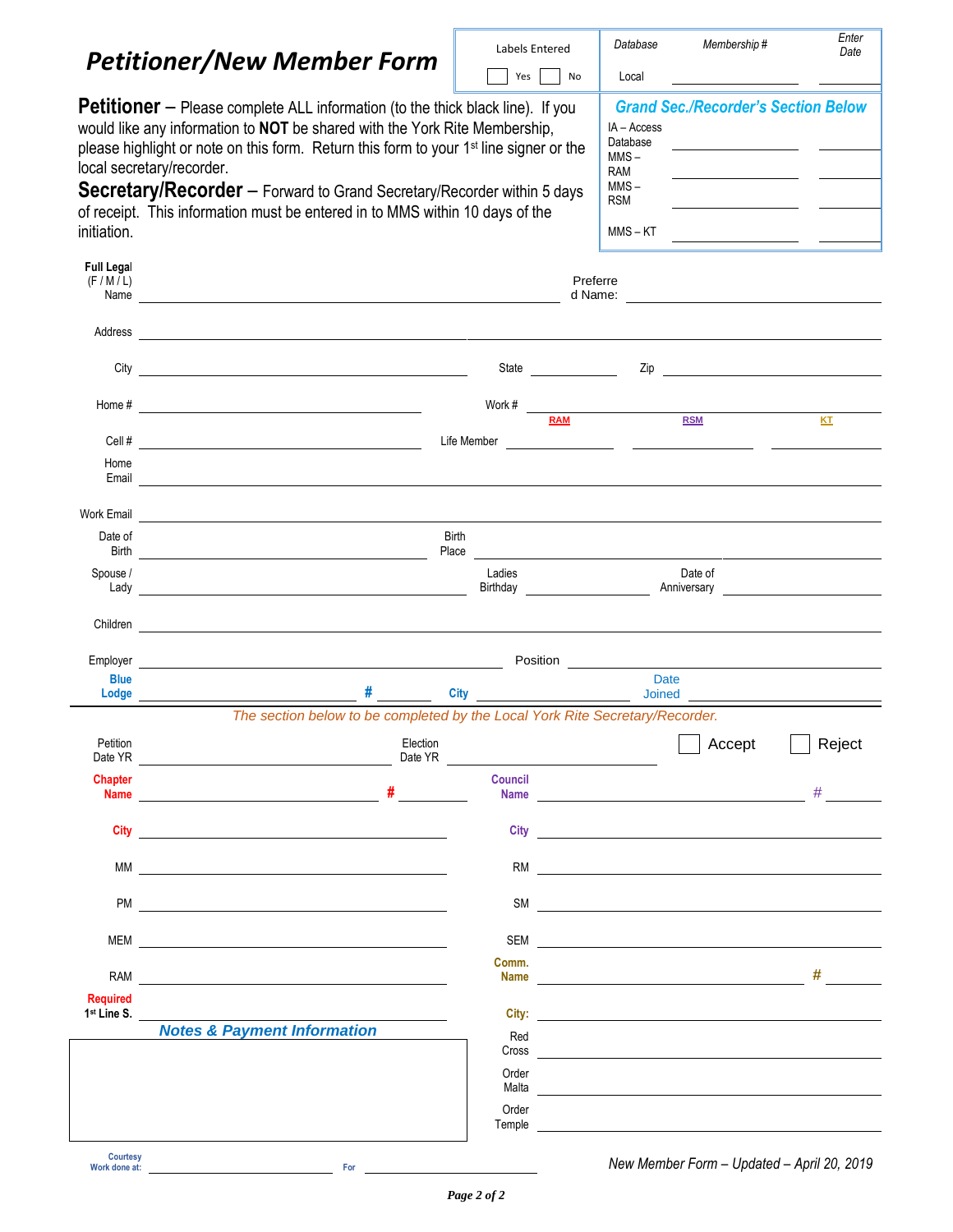# Petitioner/New Member Form

| Labels Entered | Database | Membership # | Enter Date |
|---|---|---|---|
| ☐ Yes ☐ No | Local | | |

**Petitioner** – Please complete ALL information (to the thick black line). If you would like any information to **NOT** be shared with the York Rite Membership, please highlight or note on this form. Return this form to your 1st line signer or the local secretary/recorder.

**Secretary/Recorder** – Forward to Grand Secretary/Recorder within 5 days of receipt. This information must be entered in to MMS within 10 days of the initiation.

***Grand Sec./Recorder's Section Below***

| | | |
|---|---|---|
| IA – Access Database | | |
| MMS – RAM | | |
| MMS – RSM | | |
| MMS – KT | | |

Full Legal (F / M / L) Name ______________________ Preferred Name: ______________________

Address ______________________

City ______________________ State __________ Zip __________

Home # ______________________ Work # ______________________

Cell # ______________________ Life Member RAM __________ RSM __________ KT __________

Home Email ______________________

Work Email ______________________

Date of Birth ______________________ Birth Place ______________________

Spouse / Lady ______________________ Ladies Birthday __________ Date of Anniversary __________

Children ______________________

Employer ______________________ Position ______________________

**Blue Lodge** ______________________ **#** __________ **City** ______________________ Date Joined __________

*The section below to be completed by the Local York Rite Secretary/Recorder.*

Petition Date YR ______________________ Election Date YR ______________________ ☐ Accept ☐ Reject

**Chapter Name** ______________________ **#** __________ **Council Name** ______________________ # __________

**City** ______________________ **City** ______________________

MM ______________________ RM ______________________

PM ______________________ SM ______________________

MEM ______________________ SEM ______________________

RAM ______________________ **Comm. Name** ______________________ **#** __________

**Required 1st Line S.** ______________________ **City:** ______________________

***Notes & Payment Information***

Red Cross ______________________

Order Malta ______________________

Order Temple ______________________

**Courtesy Work done at:** ______________________ **For** ______________________

*New Member Form – Updated – April 20, 2019*